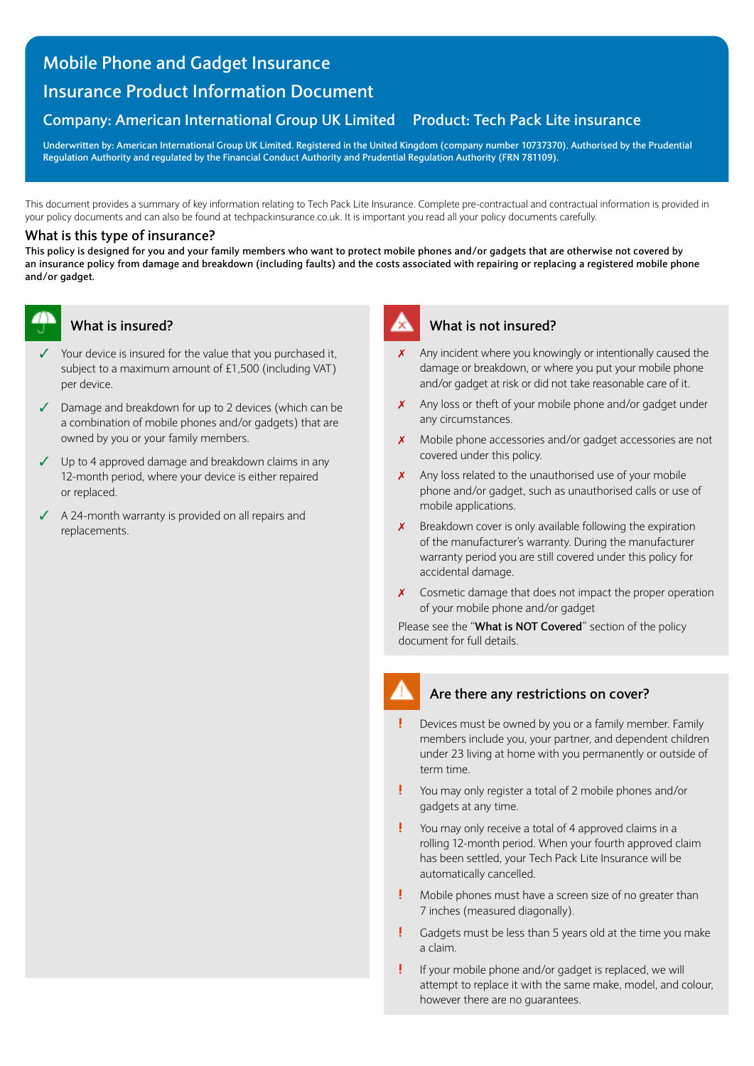# Mobile Phone and Gadget Insurance

# Insurance Product Information Document

## Company: American International Group UK Limited Product: Tech Pack Lite insurance

**Underwritten by: American International Group UK Limited. Registered in the United Kingdom (company number 10737370). Authorised by the Prudential Regulation Authority and regulated by the Financial Conduct Authority and Prudential Regulation Authority (FRN 781109).**

This document provides a summary of key information relating to Tech Pack Lite Insurance. Complete pre-contractual and contractual information is provided in your policy documents and can also be found at techpackinsurance.co.uk. It is important you read all your policy documents carefully.

## What is this type of insurance?

**This policy is designed for you and your family members who want to protect mobile phones and/or gadgets that are otherwise not covered by an insurance policy from damage and breakdown (including faults) and the costs associated with repairing or replacing a registered mobile phone and/or gadget.**

## What is insured?

- ✓ Your device is insured for the value that you purchased it, subject to a maximum amount of £1,500 (including VAT) per device.
- ✓ Damage and breakdown for up to 2 devices (which can be a combination of mobile phones and/or gadgets) that are owned by you or your family members.
- ✓ Up to 4 approved damage and breakdown claims in any 12-month period, where your device is either repaired or replaced.
- ✓ A 24-month warranty is provided on all repairs and replacements.

## What is not insured?

- ✗ Any incident where you knowingly or intentionally caused the damage or breakdown, or where you put your mobile phone and/or gadget at risk or did not take reasonable care of it.
- ✗ Any loss or theft of your mobile phone and/or gadget under any circumstances.
- ✗ Mobile phone accessories and/or gadget accessories are not covered under this policy.
- ✗ Any loss related to the unauthorised use of your mobile phone and/or gadget, such as unauthorised calls or use of mobile applications.
- ✗ Breakdown cover is only available following the expiration of the manufacturer's warranty. During the manufacturer warranty period you are still covered under this policy for accidental damage.
- ✗ Cosmetic damage that does not impact the proper operation of your mobile phone and/or gadget

Please see the "**What is NOT Covered**" section of the policy document for full details.

## Are there any restrictions on cover?

- ! Devices must be owned by you or a family member. Family members include you, your partner, and dependent children under 23 living at home with you permanently or outside of term time.
- ! You may only register a total of 2 mobile phones and/or gadgets at any time.
- ! You may only receive a total of 4 approved claims in a rolling 12-month period. When your fourth approved claim has been settled, your Tech Pack Lite Insurance will be automatically cancelled.
- ! Mobile phones must have a screen size of no greater than 7 inches (measured diagonally).
- ! Gadgets must be less than 5 years old at the time you make a claim.
- ! If your mobile phone and/or gadget is replaced, we will attempt to replace it with the same make, model, and colour, however there are no guarantees.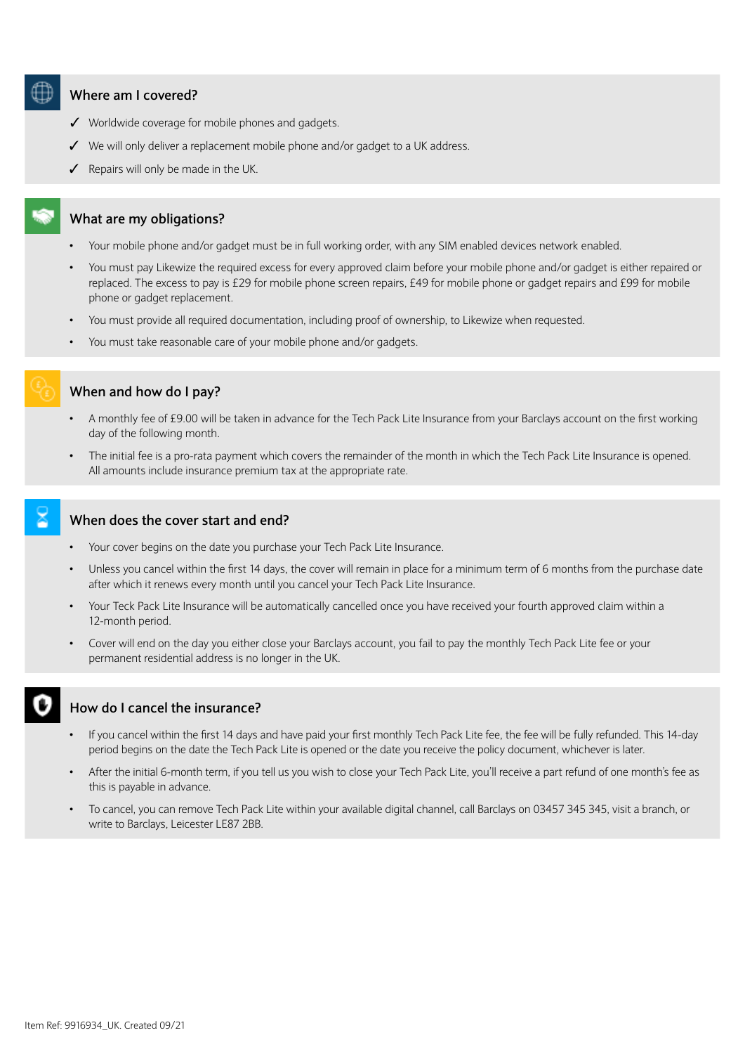## Where am I covered?

- ✓ Worldwide coverage for mobile phones and gadgets.
- ✓ We will only deliver a replacement mobile phone and/or gadget to a UK address.
- ✓ Repairs will only be made in the UK.

## What are my obligations?

- Your mobile phone and/or gadget must be in full working order, with any SIM enabled devices network enabled.
- You must pay Likewize the required excess for every approved claim before your mobile phone and/or gadget is either repaired or replaced. The excess to pay is £29 for mobile phone screen repairs, £49 for mobile phone or gadget repairs and £99 for mobile phone or gadget replacement.
- You must provide all required documentation, including proof of ownership, to Likewize when requested.
- You must take reasonable care of your mobile phone and/or gadgets.

## When and how do I pay?

- A monthly fee of £9.00 will be taken in advance for the Tech Pack Lite Insurance from your Barclays account on the first working day of the following month.
- The initial fee is a pro-rata payment which covers the remainder of the month in which the Tech Pack Lite Insurance is opened. All amounts include insurance premium tax at the appropriate rate.

## When does the cover start and end?

- Your cover begins on the date you purchase your Tech Pack Lite Insurance.
- Unless you cancel within the first 14 days, the cover will remain in place for a minimum term of 6 months from the purchase date after which it renews every month until you cancel your Tech Pack Lite Insurance.
- Your Teck Pack Lite Insurance will be automatically cancelled once you have received your fourth approved claim within a 12-month period.
- Cover will end on the day you either close your Barclays account, you fail to pay the monthly Tech Pack Lite fee or your permanent residential address is no longer in the UK.

## How do I cancel the insurance?

- If you cancel within the first 14 days and have paid your first monthly Tech Pack Lite fee, the fee will be fully refunded. This 14-day period begins on the date the Tech Pack Lite is opened or the date you receive the policy document, whichever is later.
- After the initial 6-month term, if you tell us you wish to close your Tech Pack Lite, you'll receive a part refund of one month's fee as this is payable in advance.
- To cancel, you can remove Tech Pack Lite within your available digital channel, call Barclays on 03457 345 345, visit a branch, or write to Barclays, Leicester LE87 2BB.

Item Ref: 9916934_UK. Created 09/21